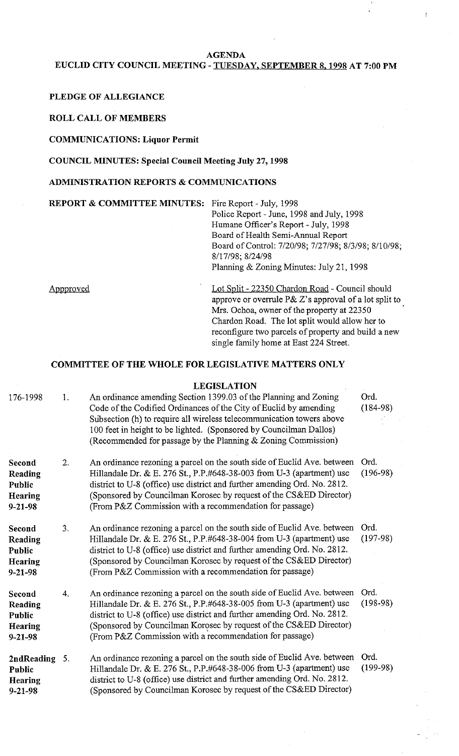# AGENDA

## EUCLID CITY COUNCIL MEETING - TUESDAY, SEPTEMBER 8, 1998 AT 7:00 PM

**PLEDGE OF ALLEGIANCE**

**ROLL CALL OF MEMBERS**

**COMMUNICATIONS: Liquor Permit**

**COUNCIL MINUTES: Special Council Meeting July 27, 1998**

**ADMINISTRATION REPORTS & COMMUNICATIONS**

**REPORT & COMMITTEE MINUTES:**
- Fire Report - July, 1998
- Police Report - June, 1998 and July, 1998
- Humane Officer's Report - July, 1998
- Board of Health Semi-Annual Report
- Board of Control: 7/20/98; 7/27/98; 8/3/98; 8/10/98; 8/17/98; 8/24/98
- Planning & Zoning Minutes: July 21, 1998

Appproved

Lot Split - 22350 Chardon Road - Council should approve or overrule P& Z's approval of a lot split to Mrs. Ochoa, owner of the property at 22350 Chardon Road. The lot split would allow her to reconfigure two parcels of property and build a new single family home at East 224 Street.

## COMMITTEE OF THE WHOLE FOR LEGISLATIVE MATTERS ONLY

### LEGISLATION

| | | | |
|---|---|---|---|
| 176-1998 | 1. | An ordinance amending Section 1399.03 of the Planning and Zoning Code of the Codified Ordinances of the City of Euclid by amending Subsection (h) to require all wireless telecommunication towers above 100 feet in height to be lighted. (Sponsored by Councilman Dallos) (Recommended for passage by the Planning & Zoning Commission) | Ord. (184-98) |
| **Second Reading Public Hearing 9-21-98** | 2. | An ordinance rezoning a parcel on the south side of Euclid Ave. between Hillandale Dr. & E. 276 St., P.P.#648-38-003 from U-3 (apartment) use district to U-8 (office) use district and further amending Ord. No. 2812. (Sponsored by Councilman Korosec by request of the CS&ED Director) (From P&Z Commission with a recommendation for passage) | Ord. (196-98) |
| **Second Reading Public Hearing 9-21-98** | 3. | An ordinance rezoning a parcel on the south side of Euclid Ave. between Hillandale Dr. & E. 276 St., P.P.#648-38-004 from U-3 (apartment) use district to U-8 (office) use district and further amending Ord. No. 2812. (Sponsored by Councilman Korosec by request of the CS&ED Director) (From P&Z Commission with a recommendation for passage) | Ord. (197-98) |
| **Second Reading Public Hearing 9-21-98** | 4. | An ordinance rezoning a parcel on the south side of Euclid Ave. between Hillandale Dr. & E. 276 St., P.P.#648-38-005 from U-3 (apartment) use district to U-8 (office) use district and further amending Ord. No. 2812. (Sponsored by Councilman Korosec by request of the CS&ED Director) (From P&Z Commission with a recommendation for passage) | Ord. (198-98) |
| **2ndReading Public Hearing 9-21-98** | 5. | An ordinance rezoning a parcel on the south side of Euclid Ave. between Hillandale Dr. & E. 276 St., P.P.#648-38-006 from U-3 (apartment) use district to U-8 (office) use district and further amending Ord. No. 2812. (Sponsored by Councilman Korosec by request of the CS&ED Director) | Ord. (199-98) |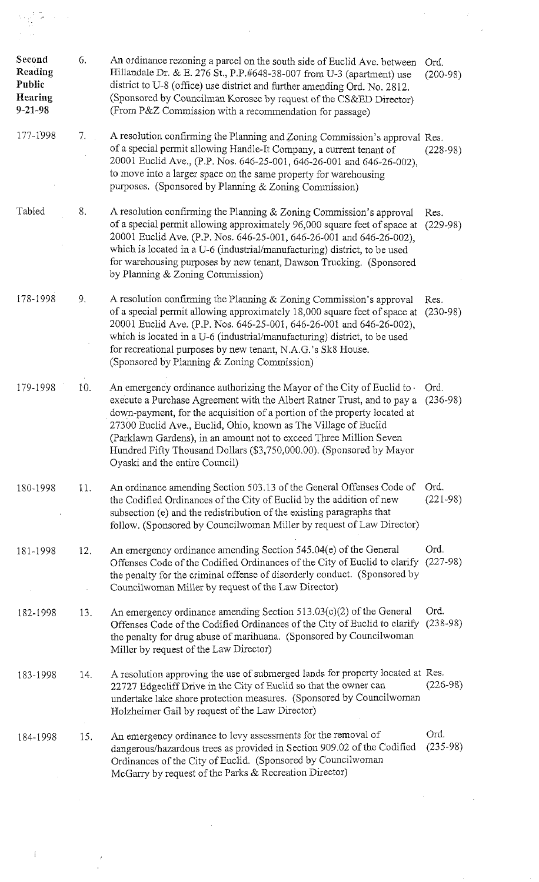| | | | |
|---|---|---|---|
| **Second Reading Public Hearing 9-21-98** | 6. | An ordinance rezoning a parcel on the south side of Euclid Ave. between Hillandale Dr. & E. 276 St., P.P.#648-38-007 from U-3 (apartment) use district to U-8 (office) use district and further amending Ord. No. 2812. (Sponsored by Councilman Korosec by request of the CS&ED Director) (From P&Z Commission with a recommendation for passage) | Ord. (200-98) |
| 177-1998 | 7. | A resolution confirming the Planning and Zoning Commission's approval of a special permit allowing Handle-It Company, a current tenant of 20001 Euclid Ave., (P.P. Nos. 646-25-001, 646-26-001 and 646-26-002), to move into a larger space on the same property for warehousing purposes. (Sponsored by Planning & Zoning Commission) | Res. (228-98) |
| Tabled | 8. | A resolution confirming the Planning & Zoning Commission's approval of a special permit allowing approximately 96,000 square feet of space at 20001 Euclid Ave. (P.P. Nos. 646-25-001, 646-26-001 and 646-26-002), which is located in a U-6 (industrial/manufacturing) district, to be used for warehousing purposes by new tenant, Dawson Trucking. (Sponsored by Planning & Zoning Commission) | Res. (229-98) |
| 178-1998 | 9. | A resolution confirming the Planning & Zoning Commission's approval of a special permit allowing approximately 18,000 square feet of space at 20001 Euclid Ave. (P.P. Nos. 646-25-001, 646-26-001 and 646-26-002), which is located in a U-6 (industrial/manufacturing) district, to be used for recreational purposes by new tenant, N.A.G.'s Sk8 House. (Sponsored by Planning & Zoning Commission) | Res. (230-98) |
| 179-1998 | 10. | An emergency ordinance authorizing the Mayor of the City of Euclid to execute a Purchase Agreement with the Albert Ratner Trust, and to pay a down-payment, for the acquisition of a portion of the property located at 27300 Euclid Ave., Euclid, Ohio, known as The Village of Euclid (Parklawn Gardens), in an amount not to exceed Three Million Seven Hundred Fifty Thousand Dollars ($3,750,000.00). (Sponsored by Mayor Oyaski and the entire Council) | Ord. (236-98) |
| 180-1998 | 11. | An ordinance amending Section 503.13 of the General Offenses Code of the Codified Ordinances of the City of Euclid by the addition of new subsection (e) and the redistribution of the existing paragraphs that follow. (Sponsored by Councilwoman Miller by request of Law Director) | Ord. (221-98) |
| 181-1998 | 12. | An emergency ordinance amending Section 545.04(e) of the General Offenses Code of the Codified Ordinances of the City of Euclid to clarify the penalty for the criminal offense of disorderly conduct. (Sponsored by Councilwoman Miller by request of the Law Director) | Ord. (227-98) |
| 182-1998 | 13. | An emergency ordinance amending Section 513.03(c)(2) of the General Offenses Code of the Codified Ordinances of the City of Euclid to clarify the penalty for drug abuse of marihuana. (Sponsored by Councilwoman Miller by request of the Law Director) | Ord. (238-98) |
| 183-1998 | 14. | A resolution approving the use of submerged lands for property located at 22727 Edgecliff Drive in the City of Euclid so that the owner can undertake lake shore protection measures. (Sponsored by Councilwoman Holzheimer Gail by request of the Law Director) | Res. (226-98) |
| 184-1998 | 15. | An emergency ordinance to levy assessments for the removal of dangerous/hazardous trees as provided in Section 909.02 of the Codified Ordinances of the City of Euclid. (Sponsored by Councilwoman McGarry by request of the Parks & Recreation Director) | Ord. (235-98) |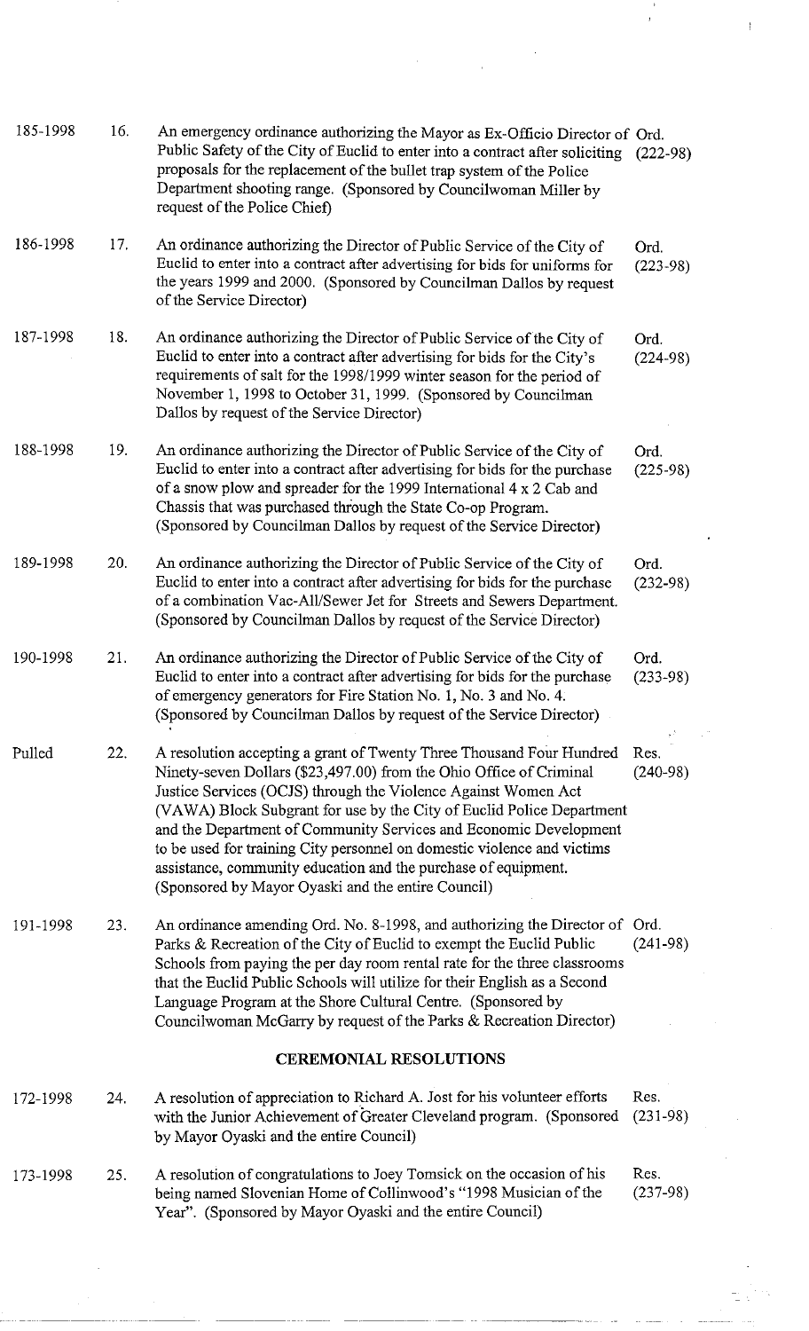| | | | |
|---|---|---|---|
| 185-1998 | 16. | An emergency ordinance authorizing the Mayor as Ex-Officio Director of Public Safety of the City of Euclid to enter into a contract after soliciting proposals for the replacement of the bullet trap system of the Police Department shooting range. (Sponsored by Councilwoman Miller by request of the Police Chief) | Ord. (222-98) |
| 186-1998 | 17. | An ordinance authorizing the Director of Public Service of the City of Euclid to enter into a contract after advertising for bids for uniforms for the years 1999 and 2000. (Sponsored by Councilman Dallos by request of the Service Director) | Ord. (223-98) |
| 187-1998 | 18. | An ordinance authorizing the Director of Public Service of the City of Euclid to enter into a contract after advertising for bids for the City's requirements of salt for the 1998/1999 winter season for the period of November 1, 1998 to October 31, 1999. (Sponsored by Councilman Dallos by request of the Service Director) | Ord. (224-98) |
| 188-1998 | 19. | An ordinance authorizing the Director of Public Service of the City of Euclid to enter into a contract after advertising for bids for the purchase of a snow plow and spreader for the 1999 International 4 x 2 Cab and Chassis that was purchased through the State Co-op Program. (Sponsored by Councilman Dallos by request of the Service Director) | Ord. (225-98) |
| 189-1998 | 20. | An ordinance authorizing the Director of Public Service of the City of Euclid to enter into a contract after advertising for bids for the purchase of a combination Vac-All/Sewer Jet for Streets and Sewers Department. (Sponsored by Councilman Dallos by request of the Service Director) | Ord. (232-98) |
| 190-1998 | 21. | An ordinance authorizing the Director of Public Service of the City of Euclid to enter into a contract after advertising for bids for the purchase of emergency generators for Fire Station No. 1, No. 3 and No. 4. (Sponsored by Councilman Dallos by request of the Service Director) | Ord. (233-98) |
| Pulled | 22. | A resolution accepting a grant of Twenty Three Thousand Four Hundred Ninety-seven Dollars ($23,497.00) from the Ohio Office of Criminal Justice Services (OCJS) through the Violence Against Women Act (VAWA) Block Subgrant for use by the City of Euclid Police Department and the Department of Community Services and Economic Development to be used for training City personnel on domestic violence and victims assistance, community education and the purchase of equipment. (Sponsored by Mayor Oyaski and the entire Council) | Res. (240-98) |
| 191-1998 | 23. | An ordinance amending Ord. No. 8-1998, and authorizing the Director of Parks & Recreation of the City of Euclid to exempt the Euclid Public Schools from paying the per day room rental rate for the three classrooms that the Euclid Public Schools will utilize for their English as a Second Language Program at the Shore Cultural Centre. (Sponsored by Councilwoman McGarry by request of the Parks & Recreation Director) | Ord. (241-98) |

## CEREMONIAL RESOLUTIONS

| | | | |
|---|---|---|---|
| 172-1998 | 24. | A resolution of appreciation to Richard A. Jost for his volunteer efforts with the Junior Achievement of Greater Cleveland program. (Sponsored by Mayor Oyaski and the entire Council) | Res. (231-98) |
| 173-1998 | 25. | A resolution of congratulations to Joey Tomsick on the occasion of his being named Slovenian Home of Collinwood's "1998 Musician of the Year". (Sponsored by Mayor Oyaski and the entire Council) | Res. (237-98) |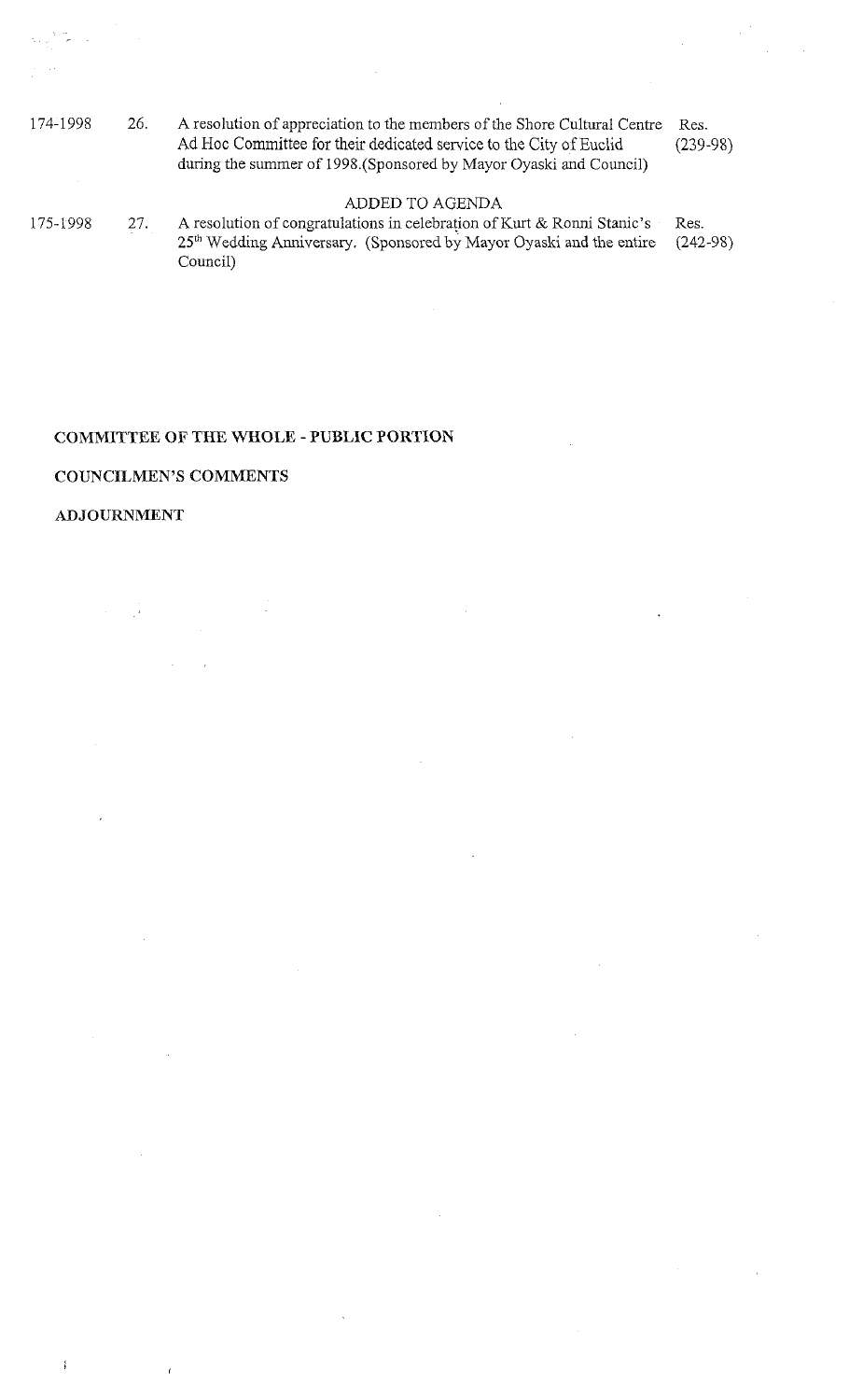| | | | |
|---|---|---|---|
| 174-1998 | 26. | A resolution of appreciation to the members of the Shore Cultural Centre Ad Hoc Committee for their dedicated service to the City of Euclid during the summer of 1998.(Sponsored by Mayor Oyaski and Council) | Res. (239-98) |
| | | ADDED TO AGENDA | |
| 175-1998 | 27. | A resolution of congratulations in celebration of Kurt & Ronni Stanic's 25th Wedding Anniversary. (Sponsored by Mayor Oyaski and the entire Council) | Res. (242-98) |

**COMMITTEE OF THE WHOLE - PUBLIC PORTION**

**COUNCILMEN'S COMMENTS**

**ADJOURNMENT**